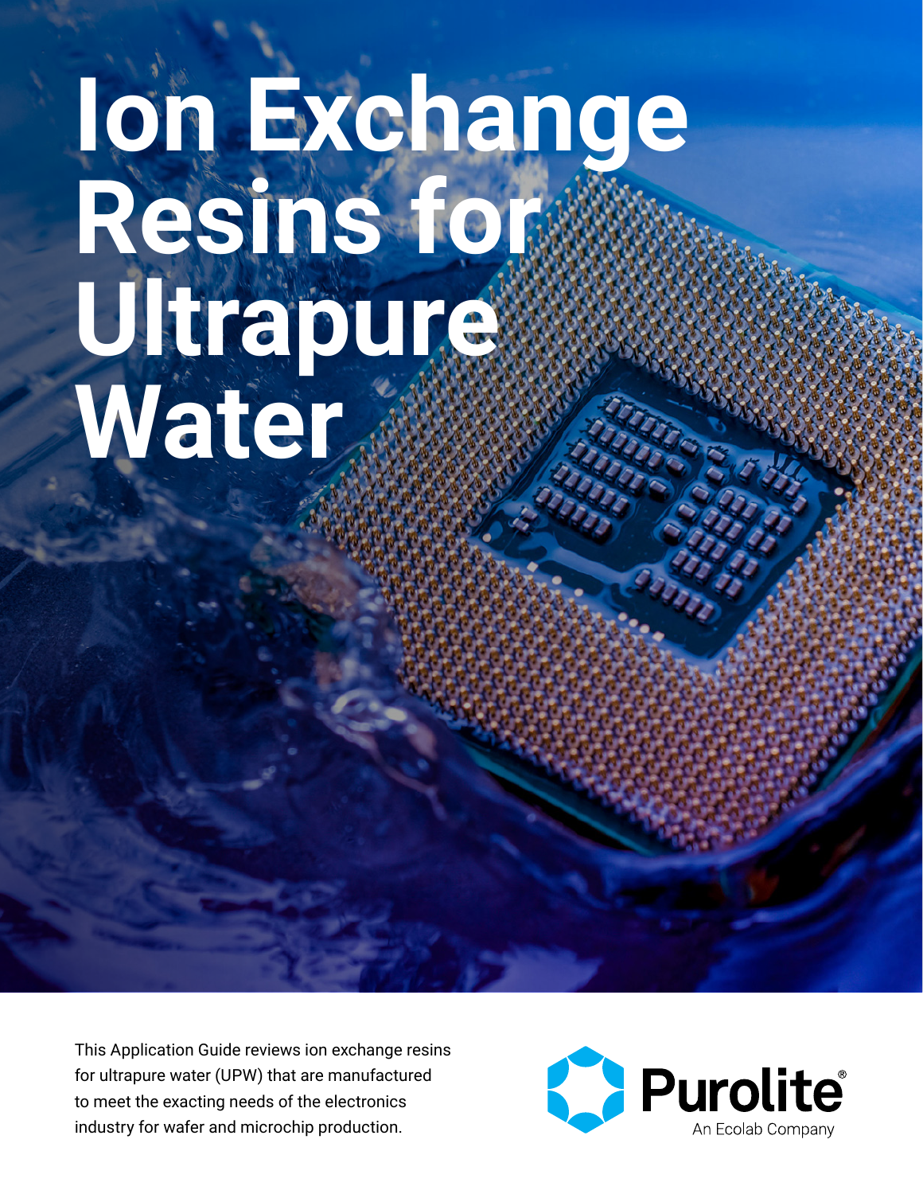# Ion Exchange Resins for Ultrapure Water

This Application Guide reviews ion exchange resins for ultrapure water (UPW) that are manufactured to meet the exacting needs of the electronics industry for wafer and microchip production.

Purolite®

An Ecolab Company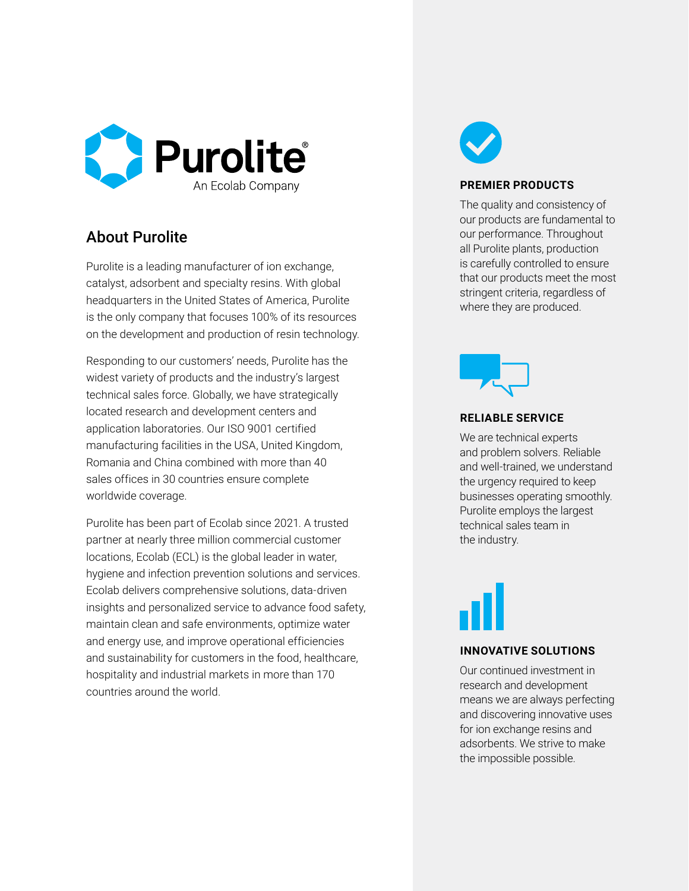Purolite®

An Ecolab Company

## About Purolite

Purolite is a leading manufacturer of ion exchange, catalyst, adsorbent and specialty resins. With global headquarters in the United States of America, Purolite is the only company that focuses 100% of its resources on the development and production of resin technology.

Responding to our customers' needs, Purolite has the widest variety of products and the industry's largest technical sales force. Globally, we have strategically located research and development centers and application laboratories. Our ISO 9001 certified manufacturing facilities in the USA, United Kingdom, Romania and China combined with more than 40 sales offices in 30 countries ensure complete worldwide coverage.

Purolite has been part of Ecolab since 2021. A trusted partner at nearly three million commercial customer locations, Ecolab (ECL) is the global leader in water, hygiene and infection prevention solutions and services. Ecolab delivers comprehensive solutions, data-driven insights and personalized service to advance food safety, maintain clean and safe environments, optimize water and energy use, and improve operational efficiencies and sustainability for customers in the food, healthcare, hospitality and industrial markets in more than 170 countries around the world.

### PREMIER PRODUCTS

The quality and consistency of our products are fundamental to our performance. Throughout all Purolite plants, production is carefully controlled to ensure that our products meet the most stringent criteria, regardless of where they are produced.

### RELIABLE SERVICE

We are technical experts and problem solvers. Reliable and well-trained, we understand the urgency required to keep businesses operating smoothly. Purolite employs the largest technical sales team in the industry.

### INNOVATIVE SOLUTIONS

Our continued investment in research and development means we are always perfecting and discovering innovative uses for ion exchange resins and adsorbents. We strive to make the impossible possible.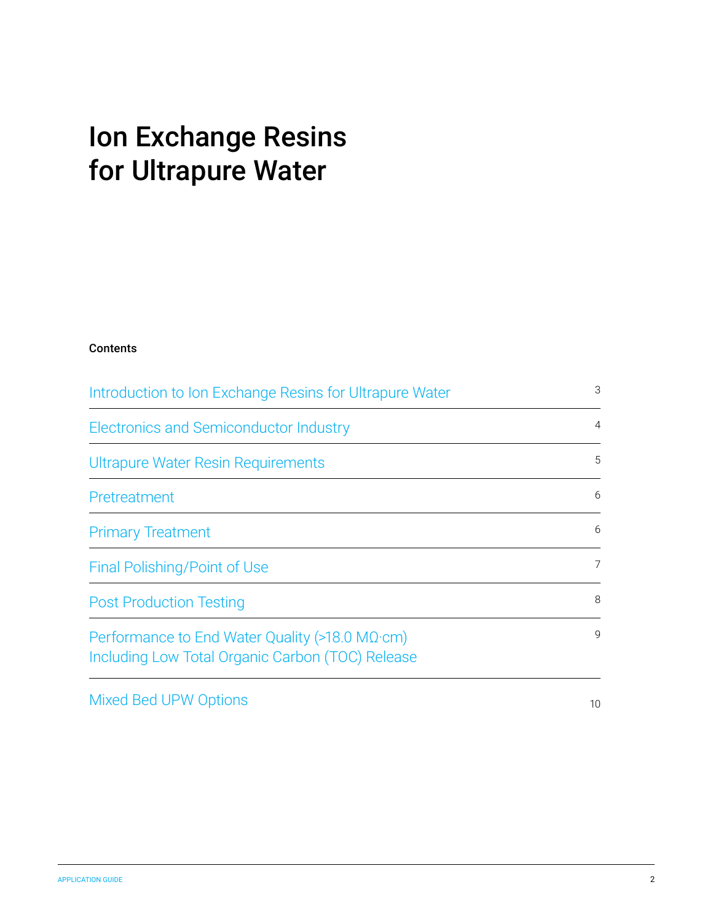# Ion Exchange Resins for Ultrapure Water

**Contents**

| | |
|---|---|
| Introduction to Ion Exchange Resins for Ultrapure Water | 3 |
| Electronics and Semiconductor Industry | 4 |
| Ultrapure Water Resin Requirements | 5 |
| Pretreatment | 6 |
| Primary Treatment | 6 |
| Final Polishing/Point of Use | 7 |
| Post Production Testing | 8 |
| Performance to End Water Quality (>18.0 MΩ·cm) Including Low Total Organic Carbon (TOC) Release | 9 |
| Mixed Bed UPW Options | 10 |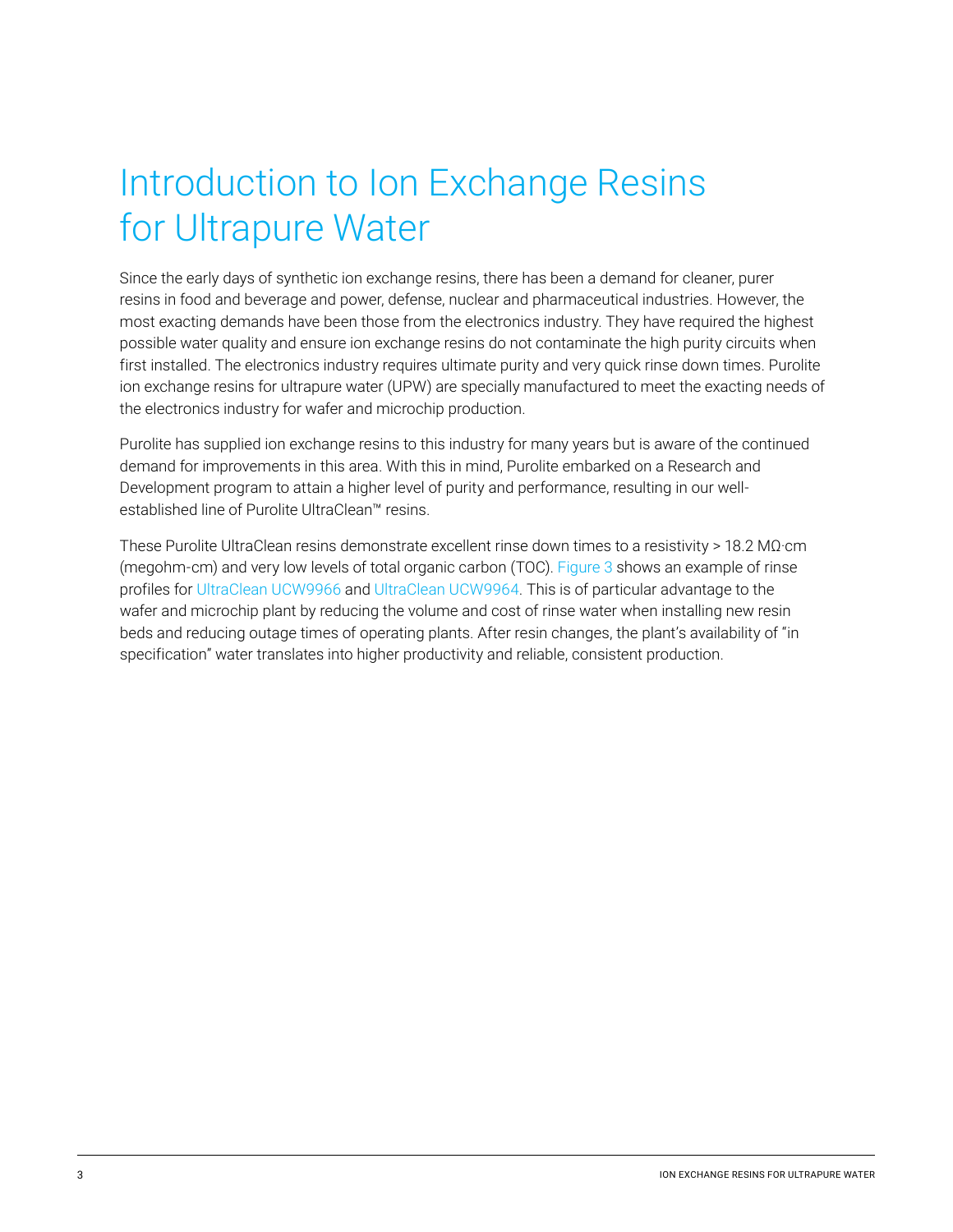# Introduction to Ion Exchange Resins for Ultrapure Water

Since the early days of synthetic ion exchange resins, there has been a demand for cleaner, purer resins in food and beverage and power, defense, nuclear and pharmaceutical industries. However, the most exacting demands have been those from the electronics industry. They have required the highest possible water quality and ensure ion exchange resins do not contaminate the high purity circuits when first installed. The electronics industry requires ultimate purity and very quick rinse down times. Purolite ion exchange resins for ultrapure water (UPW) are specially manufactured to meet the exacting needs of the electronics industry for wafer and microchip production.

Purolite has supplied ion exchange resins to this industry for many years but is aware of the continued demand for improvements in this area. With this in mind, Purolite embarked on a Research and Development program to attain a higher level of purity and performance, resulting in our well-established line of Purolite UltraClean™ resins.

These Purolite UltraClean resins demonstrate excellent rinse down times to a resistivity > 18.2 MΩ·cm (megohm-cm) and very low levels of total organic carbon (TOC). Figure 3 shows an example of rinse profiles for UltraClean UCW9966 and UltraClean UCW9964. This is of particular advantage to the wafer and microchip plant by reducing the volume and cost of rinse water when installing new resin beds and reducing outage times of operating plants. After resin changes, the plant's availability of "in specification" water translates into higher productivity and reliable, consistent production.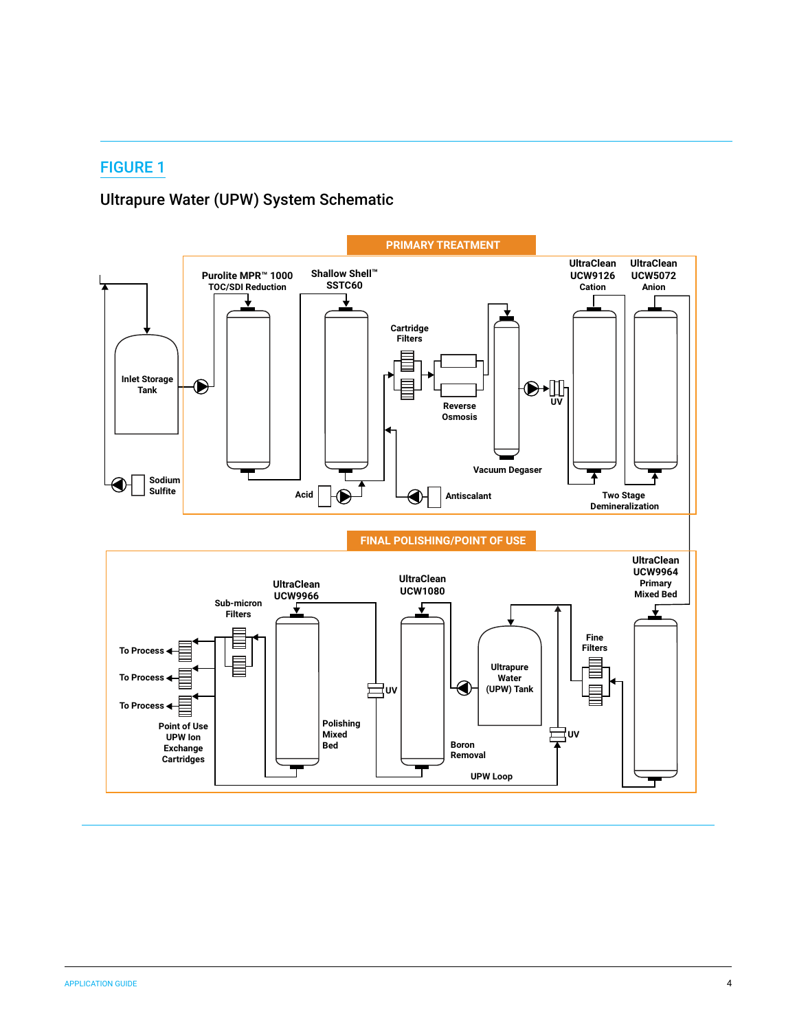## FIGURE 1

### Ultrapure Water (UPW) System Schematic

**PRIMARY TREATMENT**

Inlet Storage Tank

Sodium Sulfite

Purolite MPR™ 1000 TOC/SDI Reduction

Shallow Shell™ SSTC60

Acid

Cartridge Filters

Reverse Osmosis

Antiscalant

Vacuum Degaser

UV

UltraClean UCW9126 Cation

UltraClean UCW5072 Anion

Two Stage Demineralization

**FINAL POLISHING/POINT OF USE**

UltraClean UCW9964 Primary Mixed Bed

Fine Filters

UV

Ultrapure Water (UPW) Tank

UltraClean UCW1080

Boron Removal

UPW Loop

UV

UltraClean UCW9966

Polishing Mixed Bed

Sub-micron Filters

To Process

To Process

To Process

Point of Use UPW Ion Exchange Cartridges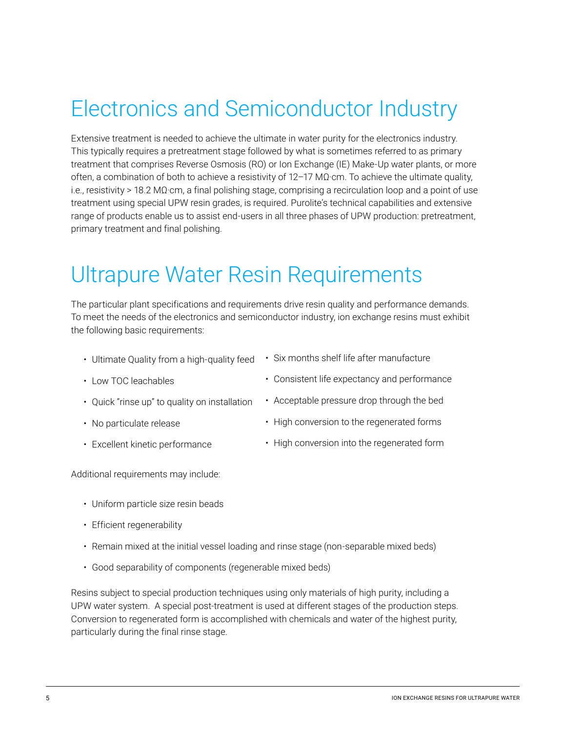# Electronics and Semiconductor Industry

Extensive treatment is needed to achieve the ultimate in water purity for the electronics industry. This typically requires a pretreatment stage followed by what is sometimes referred to as primary treatment that comprises Reverse Osmosis (RO) or Ion Exchange (IE) Make-Up water plants, or more often, a combination of both to achieve a resistivity of 12–17 MΩ·cm. To achieve the ultimate quality, i.e., resistivity > 18.2 MΩ·cm, a final polishing stage, comprising a recirculation loop and a point of use treatment using special UPW resin grades, is required. Purolite's technical capabilities and extensive range of products enable us to assist end-users in all three phases of UPW production: pretreatment, primary treatment and final polishing.

# Ultrapure Water Resin Requirements

The particular plant specifications and requirements drive resin quality and performance demands. To meet the needs of the electronics and semiconductor industry, ion exchange resins must exhibit the following basic requirements:

- Ultimate Quality from a high-quality feed
- Low TOC leachables
- Quick "rinse up" to quality on installation
- No particulate release
- Excellent kinetic performance
- Six months shelf life after manufacture
- Consistent life expectancy and performance
- Acceptable pressure drop through the bed
- High conversion to the regenerated forms
- High conversion into the regenerated form

Additional requirements may include:

- Uniform particle size resin beads
- Efficient regenerability
- Remain mixed at the initial vessel loading and rinse stage (non-separable mixed beds)
- Good separability of components (regenerable mixed beds)

Resins subject to special production techniques using only materials of high purity, including a UPW water system. A special post-treatment is used at different stages of the production steps. Conversion to regenerated form is accomplished with chemicals and water of the highest purity, particularly during the final rinse stage.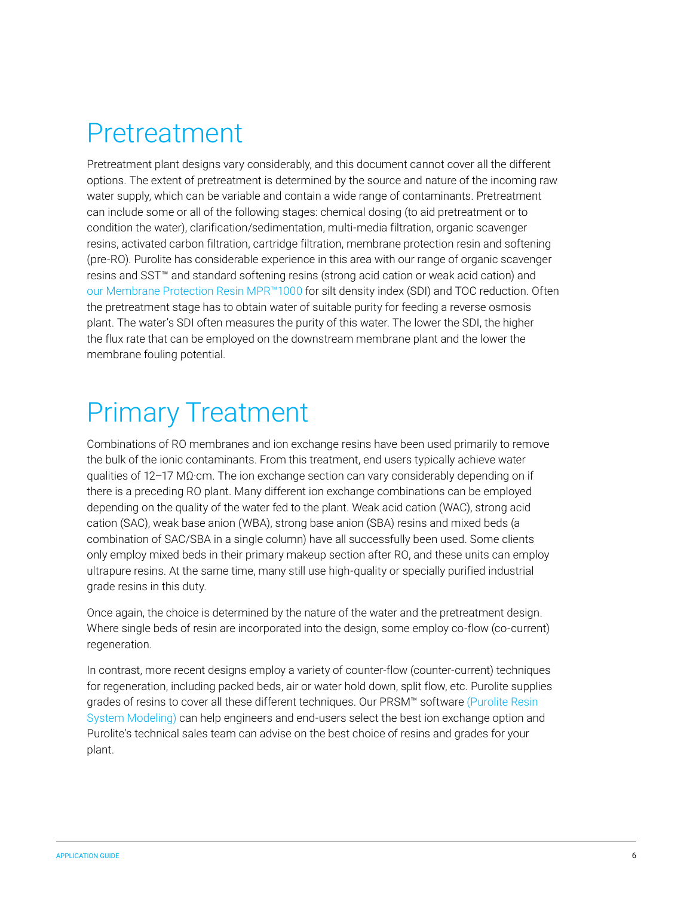# Pretreatment

Pretreatment plant designs vary considerably, and this document cannot cover all the different options. The extent of pretreatment is determined by the source and nature of the incoming raw water supply, which can be variable and contain a wide range of contaminants. Pretreatment can include some or all of the following stages: chemical dosing (to aid pretreatment or to condition the water), clarification/sedimentation, multi-media filtration, organic scavenger resins, activated carbon filtration, cartridge filtration, membrane protection resin and softening (pre-RO). Purolite has considerable experience in this area with our range of organic scavenger resins and SST™ and standard softening resins (strong acid cation or weak acid cation) and our Membrane Protection Resin MPR™1000 for silt density index (SDI) and TOC reduction. Often the pretreatment stage has to obtain water of suitable purity for feeding a reverse osmosis plant. The water's SDI often measures the purity of this water. The lower the SDI, the higher the flux rate that can be employed on the downstream membrane plant and the lower the membrane fouling potential.

# Primary Treatment

Combinations of RO membranes and ion exchange resins have been used primarily to remove the bulk of the ionic contaminants. From this treatment, end users typically achieve water qualities of 12–17 MΩ·cm. The ion exchange section can vary considerably depending on if there is a preceding RO plant. Many different ion exchange combinations can be employed depending on the quality of the water fed to the plant. Weak acid cation (WAC), strong acid cation (SAC), weak base anion (WBA), strong base anion (SBA) resins and mixed beds (a combination of SAC/SBA in a single column) have all successfully been used. Some clients only employ mixed beds in their primary makeup section after RO, and these units can employ ultrapure resins. At the same time, many still use high-quality or specially purified industrial grade resins in this duty.

Once again, the choice is determined by the nature of the water and the pretreatment design. Where single beds of resin are incorporated into the design, some employ co-flow (co-current) regeneration.

In contrast, more recent designs employ a variety of counter-flow (counter-current) techniques for regeneration, including packed beds, air or water hold down, split flow, etc. Purolite supplies grades of resins to cover all these different techniques. Our PRSM™ software (Purolite Resin System Modeling) can help engineers and end-users select the best ion exchange option and Purolite's technical sales team can advise on the best choice of resins and grades for your plant.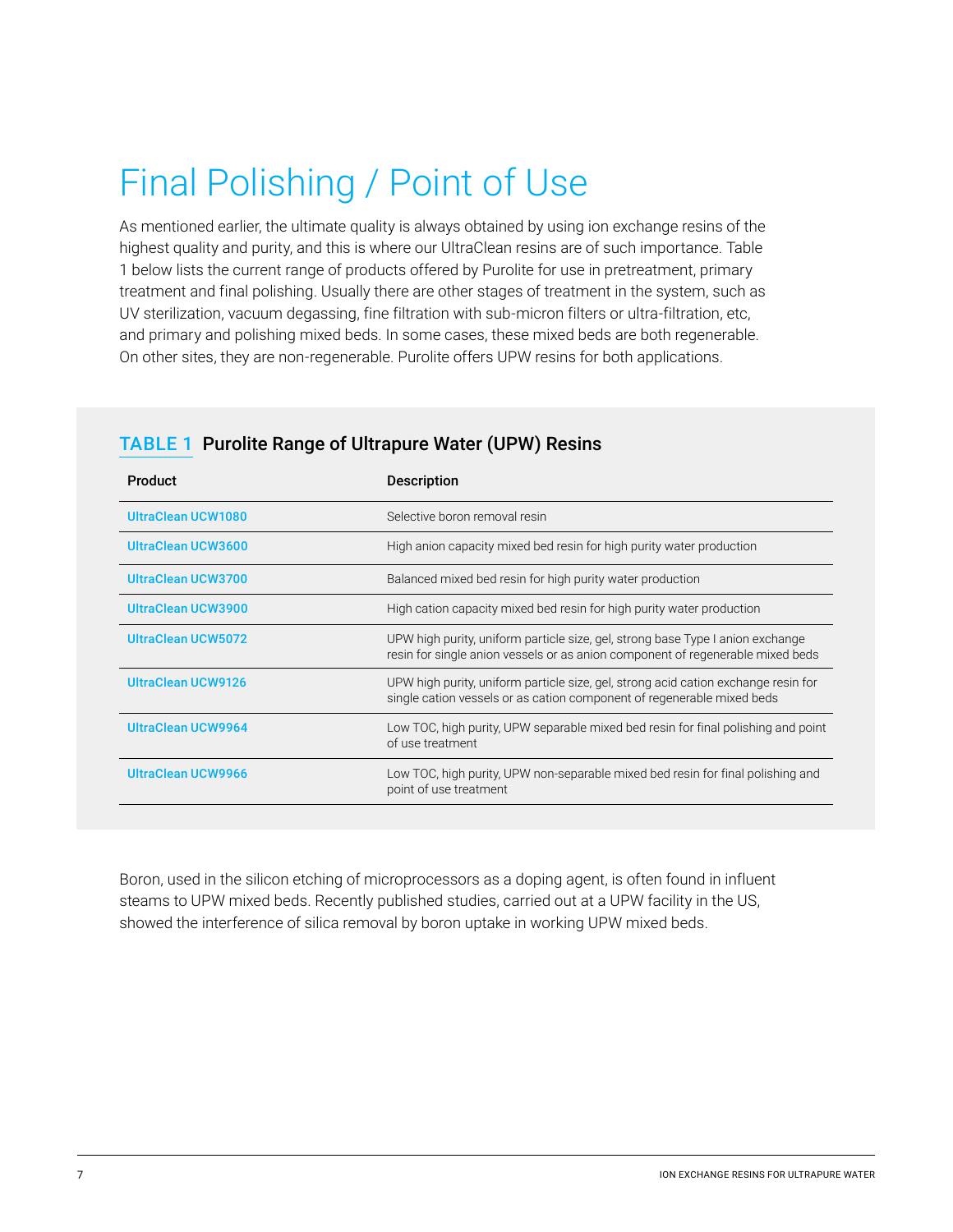# Final Polishing / Point of Use

As mentioned earlier, the ultimate quality is always obtained by using ion exchange resins of the highest quality and purity, and this is where our UltraClean resins are of such importance. Table 1 below lists the current range of products offered by Purolite for use in pretreatment, primary treatment and final polishing. Usually there are other stages of treatment in the system, such as UV sterilization, vacuum degassing, fine filtration with sub-micron filters or ultra-filtration, etc, and primary and polishing mixed beds. In some cases, these mixed beds are both regenerable. On other sites, they are non-regenerable. Purolite offers UPW resins for both applications.

**TABLE 1 Purolite Range of Ultrapure Water (UPW) Resins**

| Product | Description |
| --- | --- |
| UltraClean UCW1080 | Selective boron removal resin |
| UltraClean UCW3600 | High anion capacity mixed bed resin for high purity water production |
| UltraClean UCW3700 | Balanced mixed bed resin for high purity water production |
| UltraClean UCW3900 | High cation capacity mixed bed resin for high purity water production |
| UltraClean UCW5072 | UPW high purity, uniform particle size, gel, strong base Type I anion exchange resin for single anion vessels or as anion component of regenerable mixed beds |
| UltraClean UCW9126 | UPW high purity, uniform particle size, gel, strong acid cation exchange resin for single cation vessels or as cation component of regenerable mixed beds |
| UltraClean UCW9964 | Low TOC, high purity, UPW separable mixed bed resin for final polishing and point of use treatment |
| UltraClean UCW9966 | Low TOC, high purity, UPW non-separable mixed bed resin for final polishing and point of use treatment |

Boron, used in the silicon etching of microprocessors as a doping agent, is often found in influent steams to UPW mixed beds. Recently published studies, carried out at a UPW facility in the US, showed the interference of silica removal by boron uptake in working UPW mixed beds.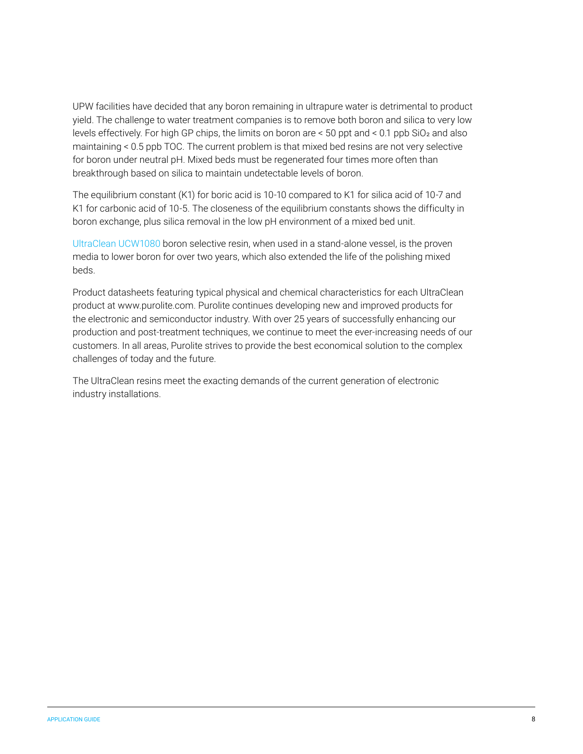UPW facilities have decided that any boron remaining in ultrapure water is detrimental to product yield. The challenge to water treatment companies is to remove both boron and silica to very low levels effectively. For high GP chips, the limits on boron are < 50 ppt and < 0.1 ppb $SiO_2$ and also maintaining < 0.5 ppb TOC. The current problem is that mixed bed resins are not very selective for boron under neutral pH. Mixed beds must be regenerated four times more often than breakthrough based on silica to maintain undetectable levels of boron.

The equilibrium constant (K1) for boric acid is 10-10 compared to K1 for silica acid of 10-7 and K1 for carbonic acid of 10-5. The closeness of the equilibrium constants shows the difficulty in boron exchange, plus silica removal in the low pH environment of a mixed bed unit.

UltraClean UCW1080 boron selective resin, when used in a stand-alone vessel, is the proven media to lower boron for over two years, which also extended the life of the polishing mixed beds.

Product datasheets featuring typical physical and chemical characteristics for each UltraClean product at www.purolite.com. Purolite continues developing new and improved products for the electronic and semiconductor industry. With over 25 years of successfully enhancing our production and post-treatment techniques, we continue to meet the ever-increasing needs of our customers. In all areas, Purolite strives to provide the best economical solution to the complex challenges of today and the future.

The UltraClean resins meet the exacting demands of the current generation of electronic industry installations.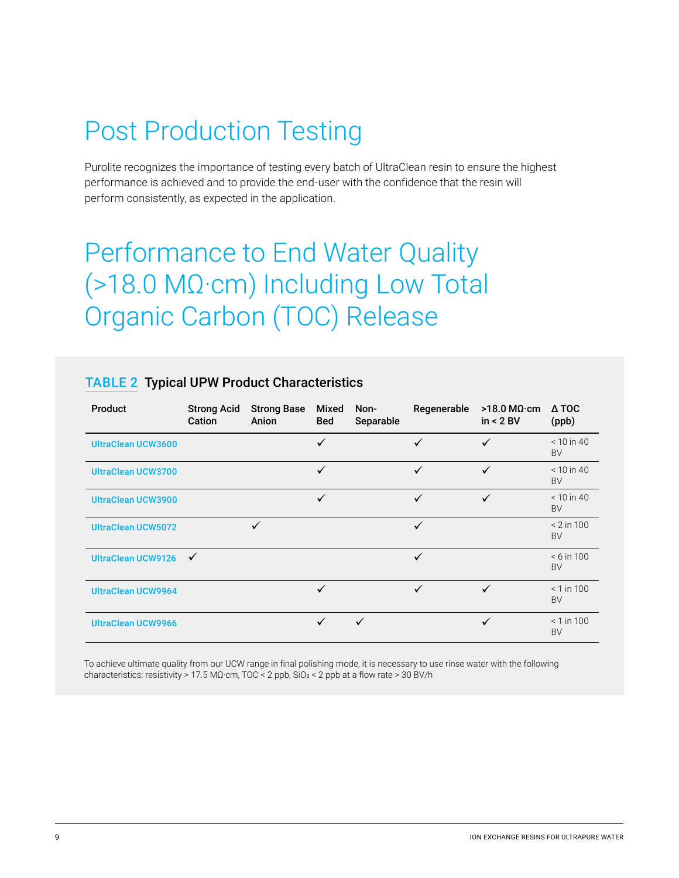# Post Production Testing

Purolite recognizes the importance of testing every batch of UltraClean resin to ensure the highest performance is achieved and to provide the end-user with the confidence that the resin will perform consistently, as expected in the application.

# Performance to End Water Quality (>18.0 MΩ·cm) Including Low Total Organic Carbon (TOC) Release

**TABLE 2 Typical UPW Product Characteristics**

| Product | Strong Acid Cation | Strong Base Anion | Mixed Bed | Non-Separable | Regenerable | >18.0 MΩ·cm in < 2 BV | Δ TOC (ppb) |
|---|---|---|---|---|---|---|---|
| UltraClean UCW3600 | | | ✓ | | ✓ | ✓ | < 10 in 40 BV |
| UltraClean UCW3700 | | | ✓ | | ✓ | ✓ | < 10 in 40 BV |
| UltraClean UCW3900 | | | ✓ | | ✓ | ✓ | < 10 in 40 BV |
| UltraClean UCW5072 | | ✓ | | | ✓ | | < 2 in 100 BV |
| UltraClean UCW9126 | ✓ | | | | ✓ | | < 6 in 100 BV |
| UltraClean UCW9964 | | | ✓ | | ✓ | ✓ | < 1 in 100 BV |
| UltraClean UCW9966 | | | ✓ | ✓ | | ✓ | < 1 in 100 BV |

To achieve ultimate quality from our UCW range in final polishing mode, it is necessary to use rinse water with the following characteristics: resistivity > 17.5 MΩ·cm, TOC < 2 ppb, $SiO_2$ < 2 ppb at a flow rate > 30 BV/h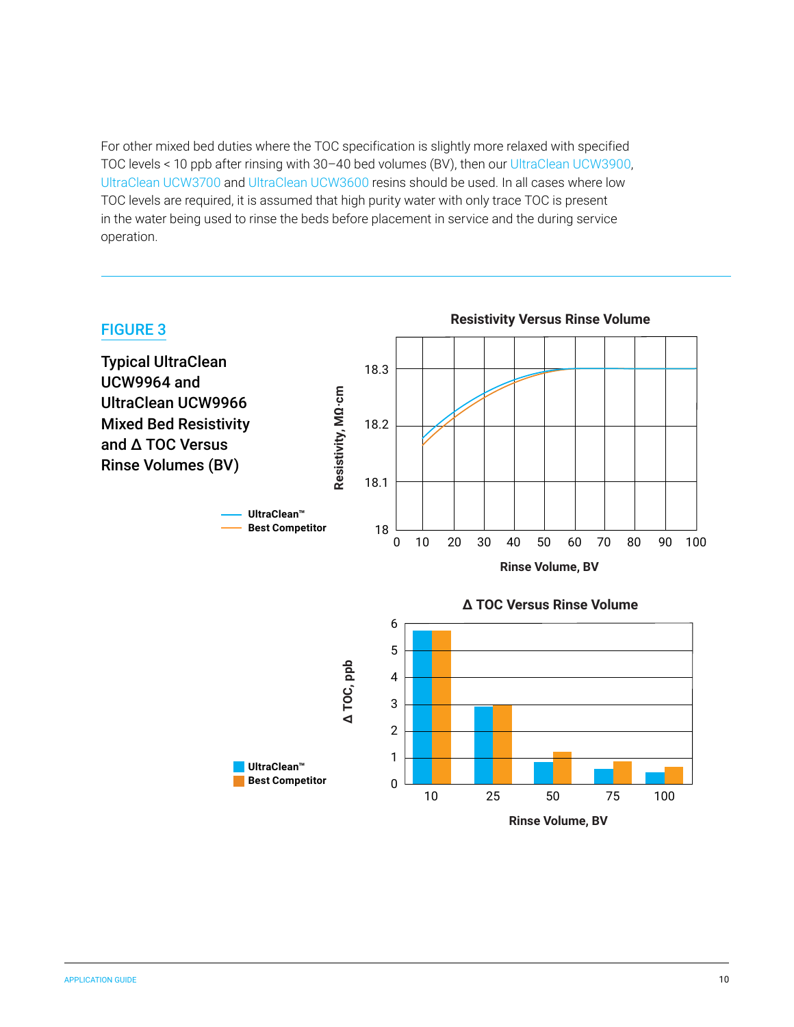For other mixed bed duties where the TOC specification is slightly more relaxed with specified TOC levels < 10 ppb after rinsing with 30–40 bed volumes (BV), then our UltraClean UCW3900, UltraClean UCW3700 and UltraClean UCW3600 resins should be used. In all cases where low TOC levels are required, it is assumed that high purity water with only trace TOC is present in the water being used to rinse the beds before placement in service and the during service operation.

---

**FIGURE 3**

**Typical UltraClean UCW9964 and UltraClean UCW9966 Mixed Bed Resistivity and Δ TOC Versus Rinse Volumes (BV)**

**Resistivity Versus Rinse Volume**

Legend: UltraClean™; Best Competitor

Y-axis: Resistivity, MΩ·cm (18, 18.1, 18.2, 18.3)

X-axis: Rinse Volume, BV (0, 10, 20, 30, 40, 50, 60, 70, 80, 90, 100)

**Δ TOC Versus Rinse Volume**

Legend: UltraClean™; Best Competitor

Y-axis: Δ TOC, ppb (0, 1, 2, 3, 4, 5, 6)

X-axis: Rinse Volume, BV (10, 25, 50, 75, 100)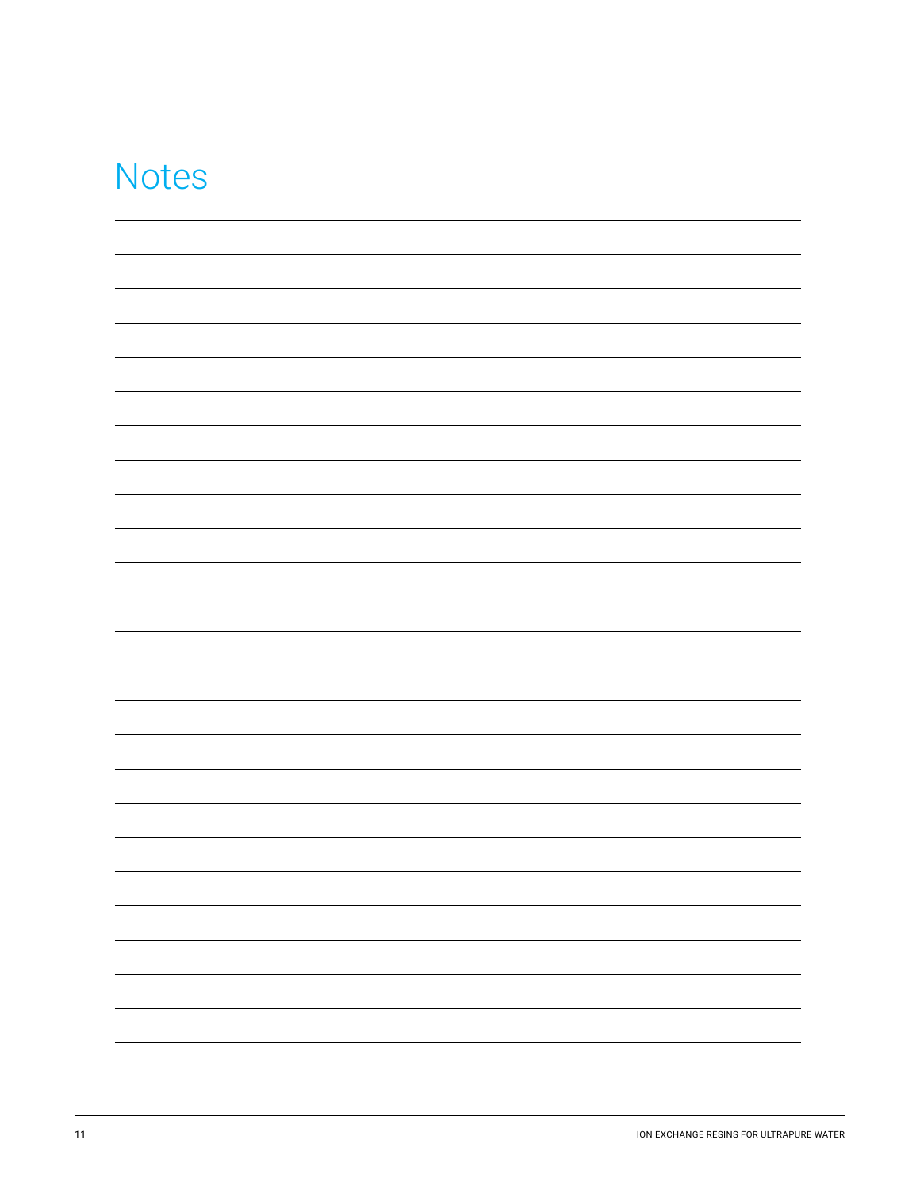# Notes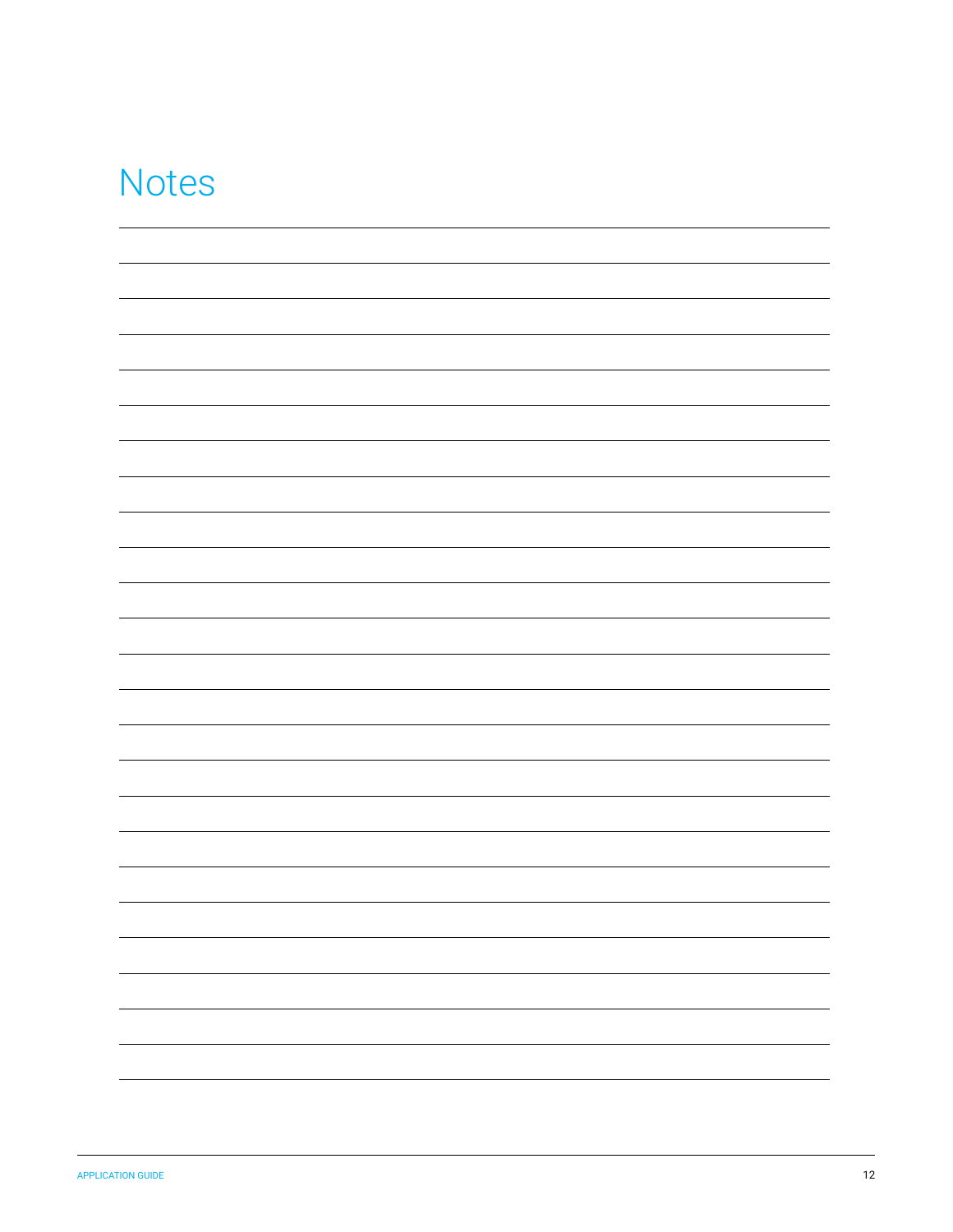# Notes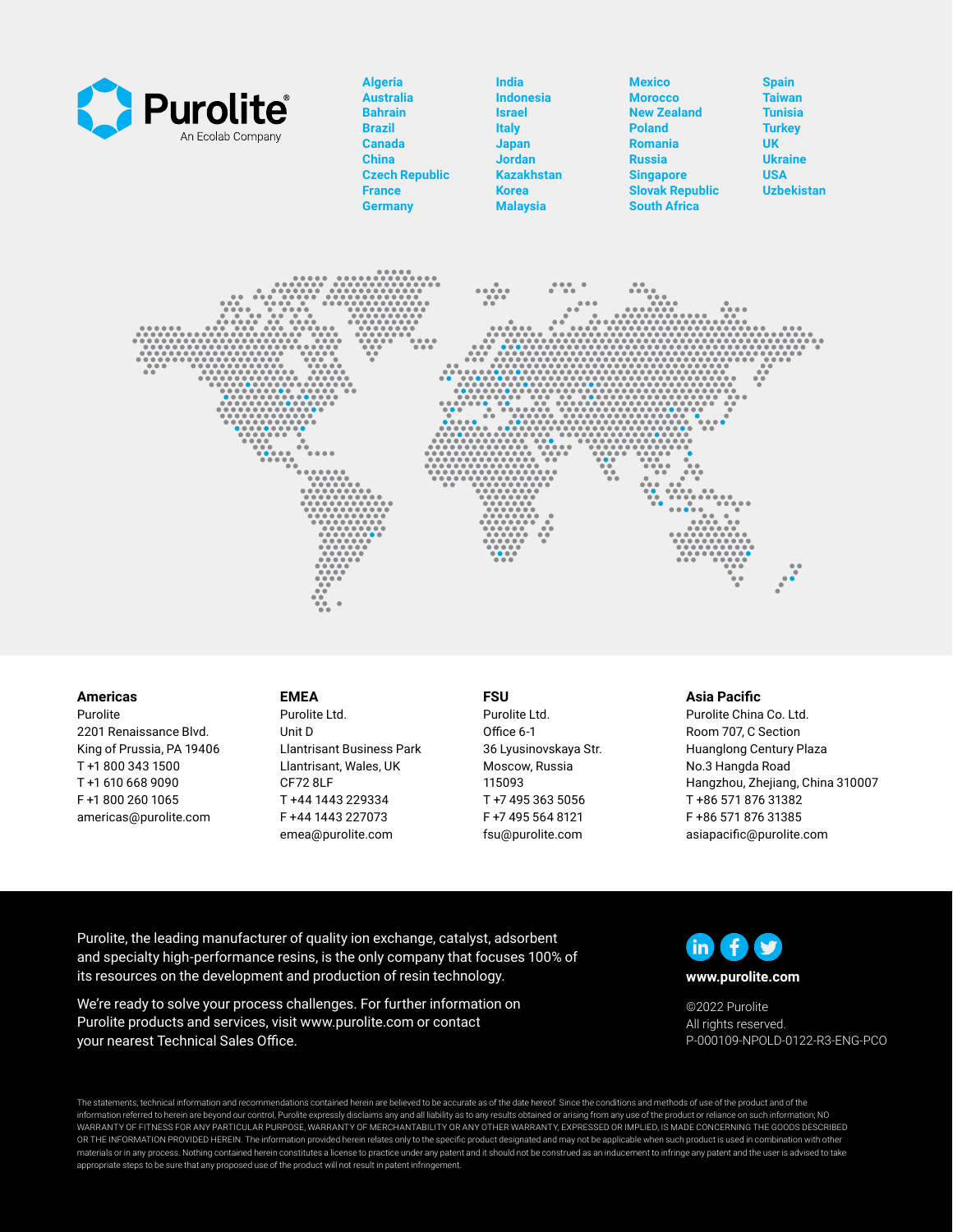Purolite®
An Ecolab Company

Algeria
Australia
Bahrain
Brazil
Canada
China
Czech Republic
France
Germany
India
Indonesia
Israel
Italy
Japan
Jordan
Kazakhstan
Korea
Malaysia
Mexico
Morocco
New Zealand
Poland
Romania
Russia
Singapore
Slovak Republic
South Africa
Spain
Taiwan
Tunisia
Turkey
UK
Ukraine
USA
Uzbekistan

**Americas**
Purolite
2201 Renaissance Blvd.
King of Prussia, PA 19406
T +1 800 343 1500
T +1 610 668 9090
F +1 800 260 1065
americas@purolite.com

**EMEA**
Purolite Ltd.
Unit D
Llantrisant Business Park
Llantrisant, Wales, UK
CF72 8LF
T +44 1443 229334
F +44 1443 227073
emea@purolite.com

**FSU**
Purolite Ltd.
Office 6-1
36 Lyusinovskaya Str.
Moscow, Russia
115093
T +7 495 363 5056
F +7 495 564 8121
fsu@purolite.com

**Asia Pacific**
Purolite China Co. Ltd.
Room 707, C Section
Huanglong Century Plaza
No.3 Hangda Road
Hangzhou, Zhejiang, China 310007
T +86 571 876 31382
F +86 571 876 31385
asiapacific@purolite.com

Purolite, the leading manufacturer of quality ion exchange, catalyst, adsorbent and specialty high-performance resins, is the only company that focuses 100% of its resources on the development and production of resin technology.

We're ready to solve your process challenges. For further information on Purolite products and services, visit www.purolite.com or contact your nearest Technical Sales Office.

**www.purolite.com**

©2022 Purolite
All rights reserved.
P-000109-NPOLD-0122-R3-ENG-PCO

The statements, technical information and recommendations contained herein are believed to be accurate as of the date hereof. Since the conditions and methods of use of the product and of the information referred to herein are beyond our control, Purolite expressly disclaims any and all liability as to any results obtained or arising from any use of the product or reliance on such information; NO WARRANTY OF FITNESS FOR ANY PARTICULAR PURPOSE, WARRANTY OF MERCHANTABILITY OR ANY OTHER WARRANTY, EXPRESSED OR IMPLIED, IS MADE CONCERNING THE GOODS DESCRIBED OR THE INFORMATION PROVIDED HEREIN. The information provided herein relates only to the specific product designated and may not be applicable when such product is used in combination with other materials or in any process. Nothing contained herein constitutes a license to practice under any patent and it should not be construed as an inducement to infringe any patent and the user is advised to take appropriate steps to be sure that any proposed use of the product will not result in patent infringement.